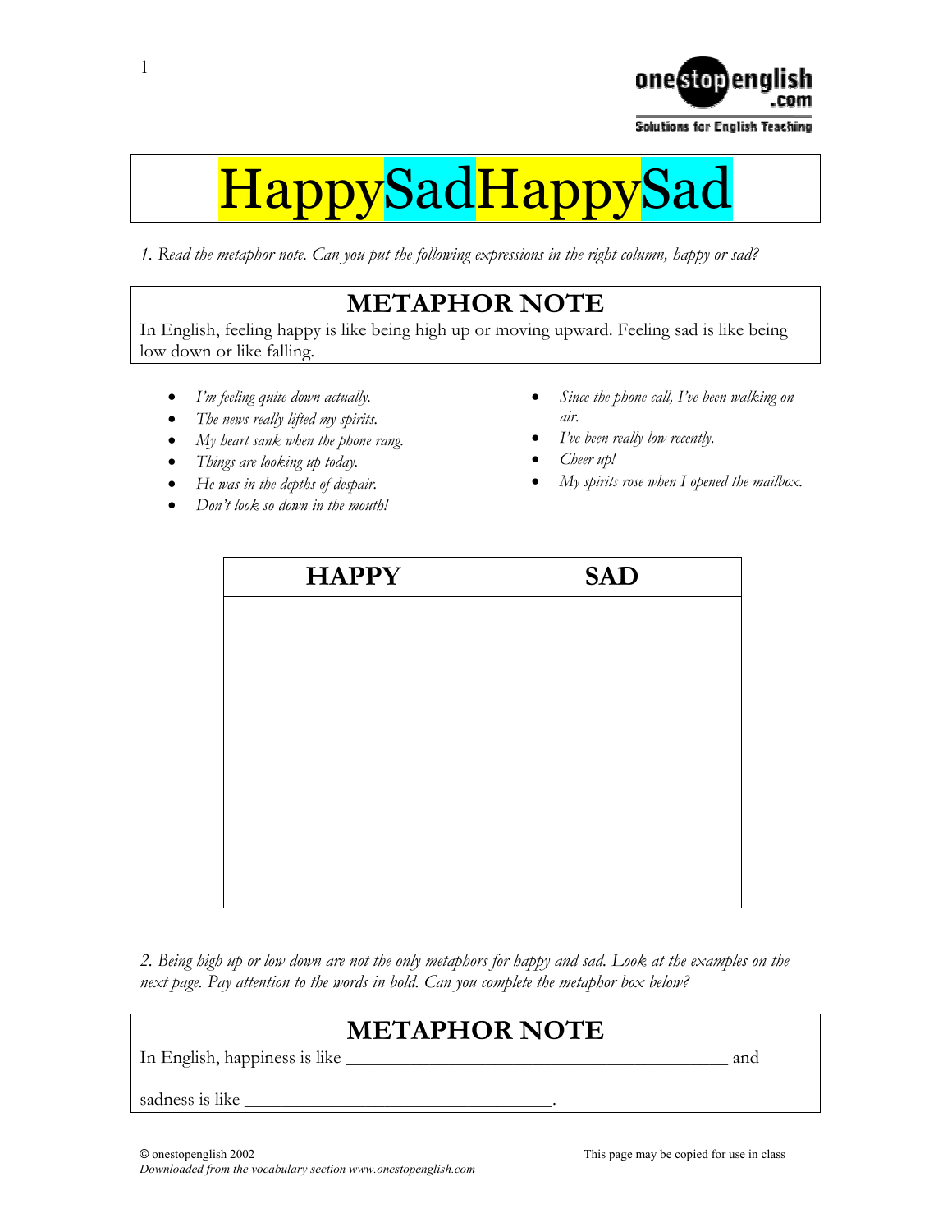# HappySadHappySad

*1. Read the metaphor note. Can you put the following expressions in the right column, happy or sad?*

## METAPHOR NOTE

In English, feeling happy is like being high up or moving upward. Feeling sad is like being low down or like falling.

- *I'm feeling quite down actually.*
- *The news really lifted my spirits.*
- *My heart sank when the phone rang.*
- *Things are looking up today.*
- *He was in the depths of despair.*
- *Don't look so down in the mouth!*
- *Since the phone call, I've been walking on air.*
- *I've been really low recently.*
- *Cheer up!*
- *My spirits rose when I opened the mailbox.*

| HAPPY | SAD |
|---|---|
| | |

*2. Being high up or low down are not the only metaphors for happy and sad. Look at the examples on the next page. Pay attention to the words in bold. Can you complete the metaphor box below?*

## METAPHOR NOTE

In English, happiness is like ________________________________________ and

sadness is like _________________________________.

© onestopenglish 2002
*Downloaded from the vocabulary section www.onestopenglish.com*

This page may be copied for use in class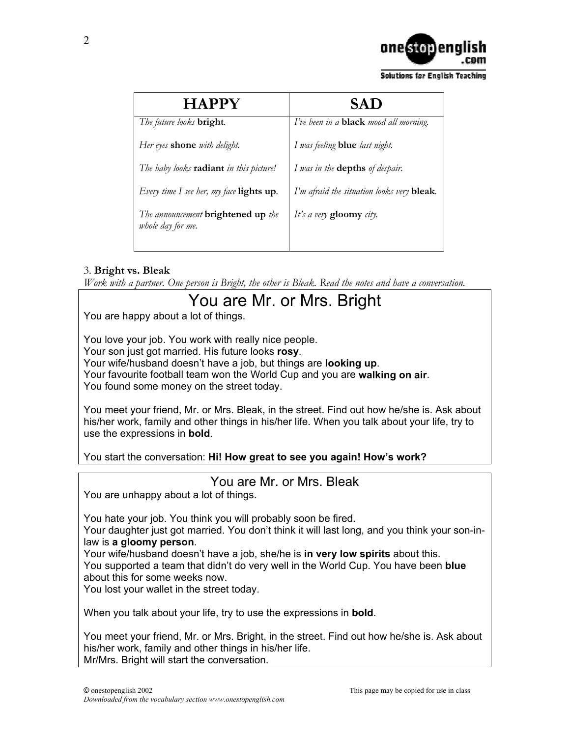| HAPPY | SAD |
| --- | --- |
| *The future looks* **bright**. | *I've been in a* **black** *mood all morning.* |
| *Her eyes* **shone** *with delight.* | *I was feeling* **blue** *last night.* |
| *The baby looks* **radiant** *in this picture!* | *I was in the* **depths** *of despair.* |
| *Every time I see her, my face* **lights up**. | *I'm afraid the situation looks very* **bleak**. |
| *The announcement* **brightened up** *the whole day for me.* | *It's a very* **gloomy** *city.* |

3. **Bright vs. Bleak**

*Work with a partner. One person is Bright, the other is Bleak. Read the notes and have a conversation.*

## You are Mr. or Mrs. Bright

You are happy about a lot of things.

You love your job. You work with really nice people.
Your son just got married. His future looks **rosy**.
Your wife/husband doesn't have a job, but things are **looking up**.
Your favourite football team won the World Cup and you are **walking on air**.
You found some money on the street today.

You meet your friend, Mr. or Mrs. Bleak, in the street. Find out how he/she is. Ask about his/her work, family and other things in his/her life. When you talk about your life, try to use the expressions in **bold**.

You start the conversation: **Hi! How great to see you again! How's work?**

## You are Mr. or Mrs. Bleak

You are unhappy about a lot of things.

You hate your job. You think you will probably soon be fired.
Your daughter just got married. You don't think it will last long, and you think your son-in-law is **a gloomy person**.
Your wife/husband doesn't have a job, she/he is **in very low spirits** about this.
You supported a team that didn't do very well in the World Cup. You have been **blue** about this for some weeks now.
You lost your wallet in the street today.

When you talk about your life, try to use the expressions in **bold**.

You meet your friend, Mr. or Mrs. Bright, in the street. Find out how he/she is. Ask about his/her work, family and other things in his/her life.
Mr/Mrs. Bright will start the conversation.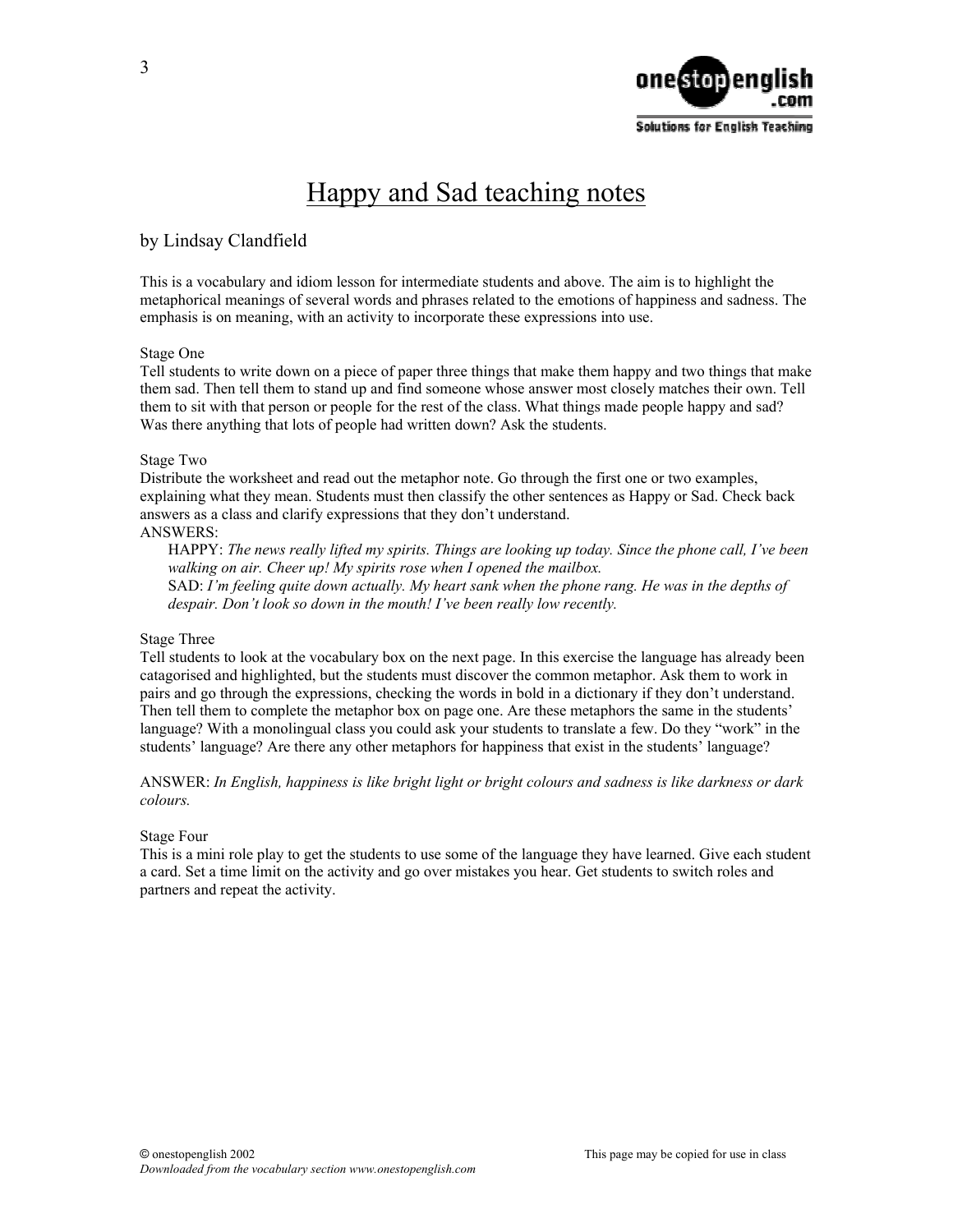# Happy and Sad teaching notes

by Lindsay Clandfield

This is a vocabulary and idiom lesson for intermediate students and above. The aim is to highlight the metaphorical meanings of several words and phrases related to the emotions of happiness and sadness. The emphasis is on meaning, with an activity to incorporate these expressions into use.

Stage One

Tell students to write down on a piece of paper three things that make them happy and two things that make them sad. Then tell them to stand up and find someone whose answer most closely matches their own. Tell them to sit with that person or people for the rest of the class. What things made people happy and sad? Was there anything that lots of people had written down? Ask the students.

Stage Two

Distribute the worksheet and read out the metaphor note. Go through the first one or two examples, explaining what they mean. Students must then classify the other sentences as Happy or Sad. Check back answers as a class and clarify expressions that they don't understand.

ANSWERS:

HAPPY: *The news really lifted my spirits. Things are looking up today. Since the phone call, I've been walking on air. Cheer up! My spirits rose when I opened the mailbox.*

SAD: *I'm feeling quite down actually. My heart sank when the phone rang. He was in the depths of despair. Don't look so down in the mouth! I've been really low recently.*

Stage Three

Tell students to look at the vocabulary box on the next page. In this exercise the language has already been catagorised and highlighted, but the students must discover the common metaphor. Ask them to work in pairs and go through the expressions, checking the words in bold in a dictionary if they don't understand. Then tell them to complete the metaphor box on page one. Are these metaphors the same in the students' language? With a monolingual class you could ask your students to translate a few. Do they "work" in the students' language? Are there any other metaphors for happiness that exist in the students' language?

ANSWER: *In English, happiness is like bright light or bright colours and sadness is like darkness or dark colours.*

Stage Four

This is a mini role play to get the students to use some of the language they have learned. Give each student a card. Set a time limit on the activity and go over mistakes you hear. Get students to switch roles and partners and repeat the activity.

© onestopenglish 2002 This page may be copied for use in class

*Downloaded from the vocabulary section www.onestopenglish.com*